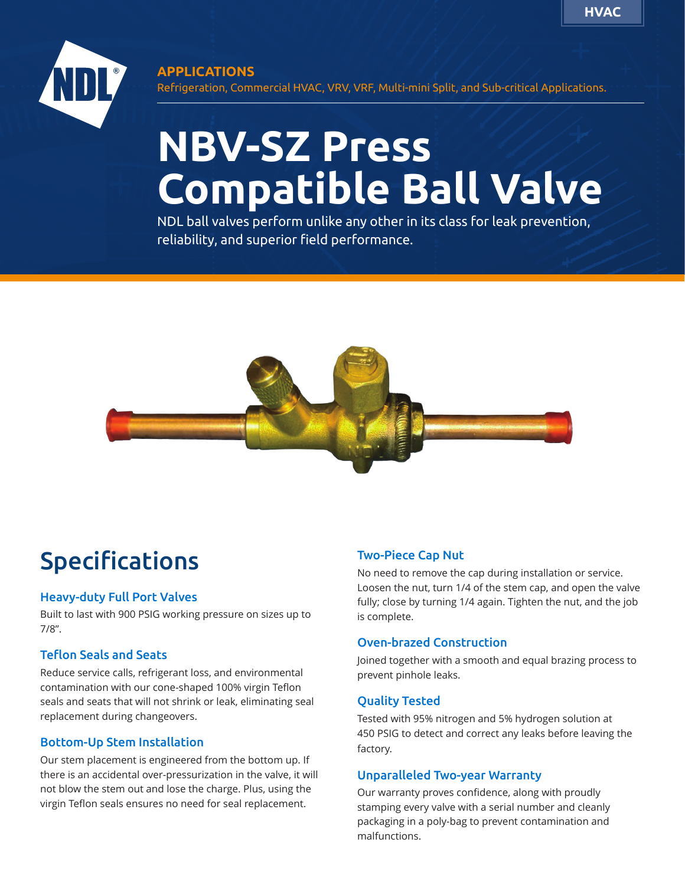HVAC

NDL®

**APPLICATIONS**

Refrigeration, Commercial HVAC, VRV, VRF, Multi-mini Split, and Sub-critical Applications.

# NBV-SZ Press Compatible Ball Valve

NDL ball valves perform unlike any other in its class for leak prevention, reliability, and superior field performance.

## Specifications

### Heavy-duty Full Port Valves

Built to last with 900 PSIG working pressure on sizes up to 7/8".

### Teflon Seals and Seats

Reduce service calls, refrigerant loss, and environmental contamination with our cone-shaped 100% virgin Teflon seals and seats that will not shrink or leak, eliminating seal replacement during changeovers.

### Bottom-Up Stem Installation

Our stem placement is engineered from the bottom up. If there is an accidental over-pressurization in the valve, it will not blow the stem out and lose the charge. Plus, using the virgin Teflon seals ensures no need for seal replacement.

### Two-Piece Cap Nut

No need to remove the cap during installation or service. Loosen the nut, turn 1/4 of the stem cap, and open the valve fully; close by turning 1/4 again. Tighten the nut, and the job is complete.

### Oven-brazed Construction

Joined together with a smooth and equal brazing process to prevent pinhole leaks.

### Quality Tested

Tested with 95% nitrogen and 5% hydrogen solution at 450 PSIG to detect and correct any leaks before leaving the factory.

### Unparalleled Two-year Warranty

Our warranty proves confidence, along with proudly stamping every valve with a serial number and cleanly packaging in a poly-bag to prevent contamination and malfunctions.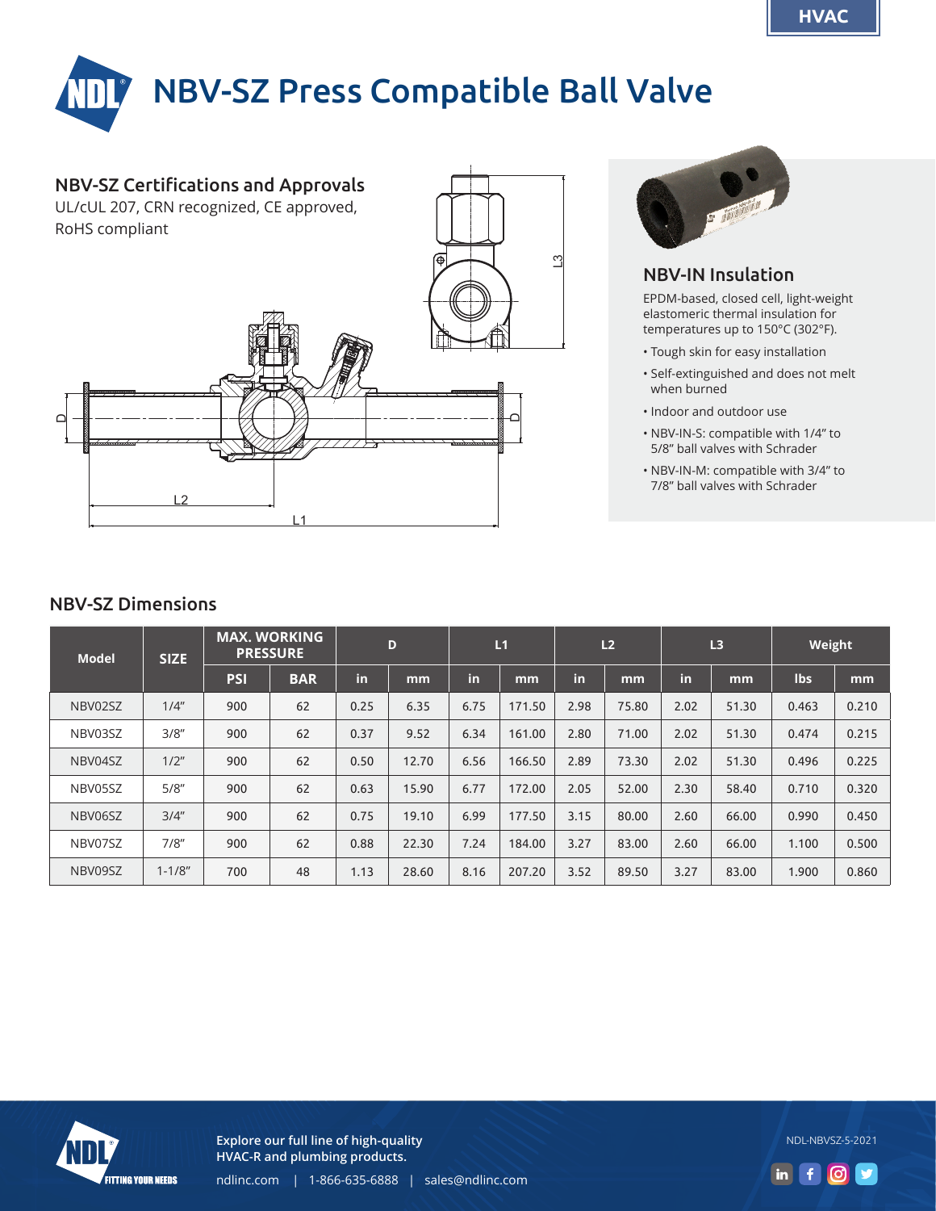# NBV-SZ Press Compatible Ball Valve

## NBV-SZ Certifications and Approvals

UL/cUL 207, CRN recognized, CE approved, RoHS compliant

L3

D

D

L2

L1

## NBV-IN Insulation

EPDM-based, closed cell, light-weight elastomeric thermal insulation for temperatures up to 150°C (302°F).

- Tough skin for easy installation
- Self-extinguished and does not melt when burned
- Indoor and outdoor use
- NBV-IN-S: compatible with 1/4" to 5/8" ball valves with Schrader
- NBV-IN-M: compatible with 3/4" to 7/8" ball valves with Schrader

## NBV-SZ Dimensions

| Model | SIZE | MAX. WORKING PRESSURE | | D | | L1 | | L2 | | L3 | | Weight | |
|---|---|---|---|---|---|---|---|---|---|---|---|---|---|
| | | PSI | BAR | in | mm | in | mm | in | mm | in | mm | lbs | mm |
| NBV02SZ | 1/4" | 900 | 62 | 0.25 | 6.35 | 6.75 | 171.50 | 2.98 | 75.80 | 2.02 | 51.30 | 0.463 | 0.210 |
| NBV03SZ | 3/8" | 900 | 62 | 0.37 | 9.52 | 6.34 | 161.00 | 2.80 | 71.00 | 2.02 | 51.30 | 0.474 | 0.215 |
| NBV04SZ | 1/2" | 900 | 62 | 0.50 | 12.70 | 6.56 | 166.50 | 2.89 | 73.30 | 2.02 | 51.30 | 0.496 | 0.225 |
| NBV05SZ | 5/8" | 900 | 62 | 0.63 | 15.90 | 6.77 | 172.00 | 2.05 | 52.00 | 2.30 | 58.40 | 0.710 | 0.320 |
| NBV06SZ | 3/4" | 900 | 62 | 0.75 | 19.10 | 6.99 | 177.50 | 3.15 | 80.00 | 2.60 | 66.00 | 0.990 | 0.450 |
| NBV07SZ | 7/8" | 900 | 62 | 0.88 | 22.30 | 7.24 | 184.00 | 3.27 | 83.00 | 2.60 | 66.00 | 1.100 | 0.500 |
| NBV09SZ | 1-1/8" | 700 | 48 | 1.13 | 28.60 | 8.16 | 207.20 | 3.52 | 89.50 | 3.27 | 83.00 | 1.900 | 0.860 |

Explore our full line of high-quality HVAC-R and plumbing products.

ndlinc.com | 1-866-635-6888 | sales@ndlinc.com

NDL-NBVSZ-5-2021